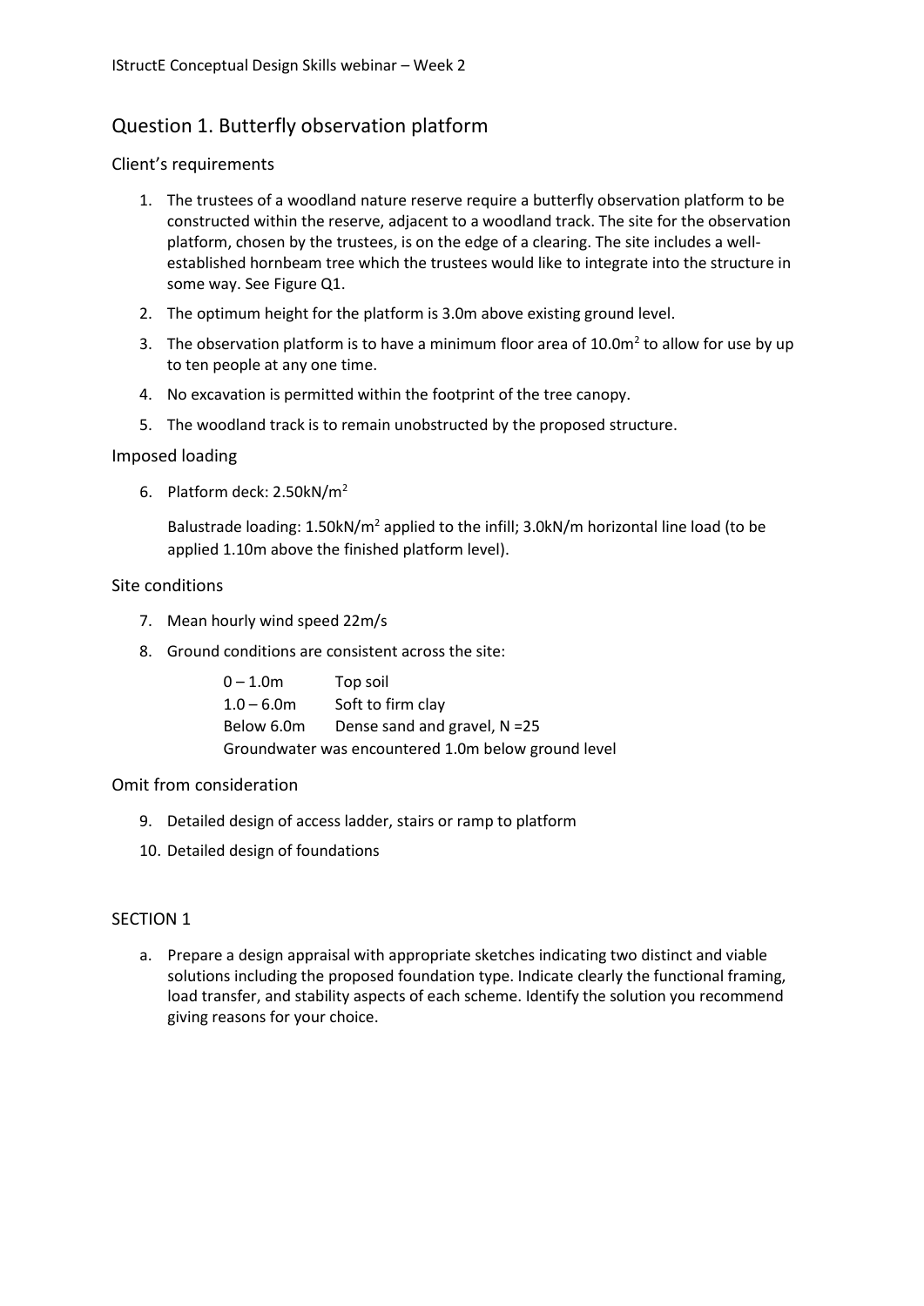# Question 1. Butterfly observation platform

## Client's requirements

1. The trustees of a woodland nature reserve require a butterfly observation platform to be constructed within the reserve, adjacent to a woodland track. The site for the observation platform, chosen by the trustees, is on the edge of a clearing. The site includes a well-established hornbeam tree which the trustees would like to integrate into the structure in some way. See Figure Q1.
2. The optimum height for the platform is 3.0m above existing ground level.
3. The observation platform is to have a minimum floor area of 10.0m$^2$ to allow for use by up to ten people at any one time.
4. No excavation is permitted within the footprint of the tree canopy.
5. The woodland track is to remain unobstructed by the proposed structure.

## Imposed loading

6. Platform deck: 2.50kN/m$^2$

   Balustrade loading: 1.50kN/m$^2$ applied to the infill; 3.0kN/m horizontal line load (to be applied 1.10m above the finished platform level).

## Site conditions

7. Mean hourly wind speed 22m/s
8. Ground conditions are consistent across the site:

   | | |
   |---|---|
   | 0 – 1.0m | Top soil |
   | 1.0 – 6.0m | Soft to firm clay |
   | Below 6.0m | Dense sand and gravel, N =25 |

   Groundwater was encountered 1.0m below ground level

## Omit from consideration

9. Detailed design of access ladder, stairs or ramp to platform
10. Detailed design of foundations

## SECTION 1

a. Prepare a design appraisal with appropriate sketches indicating two distinct and viable solutions including the proposed foundation type. Indicate clearly the functional framing, load transfer, and stability aspects of each scheme. Identify the solution you recommend giving reasons for your choice.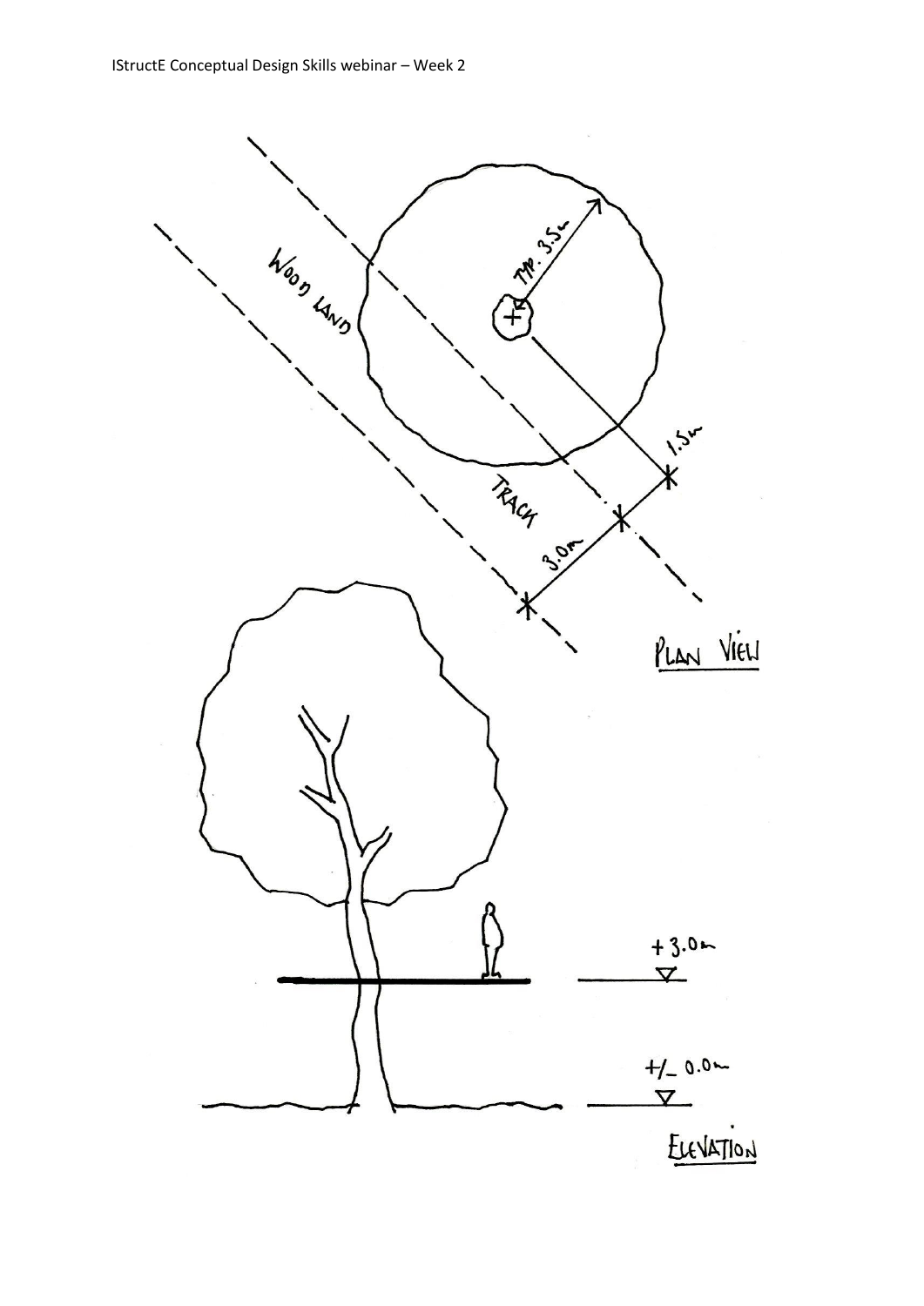WOODLAND

TYP. 3.5m

TRACK

1.5m

3.0m

PLAN VIEW

+3.0m

+/- 0.0m

ELEVATION